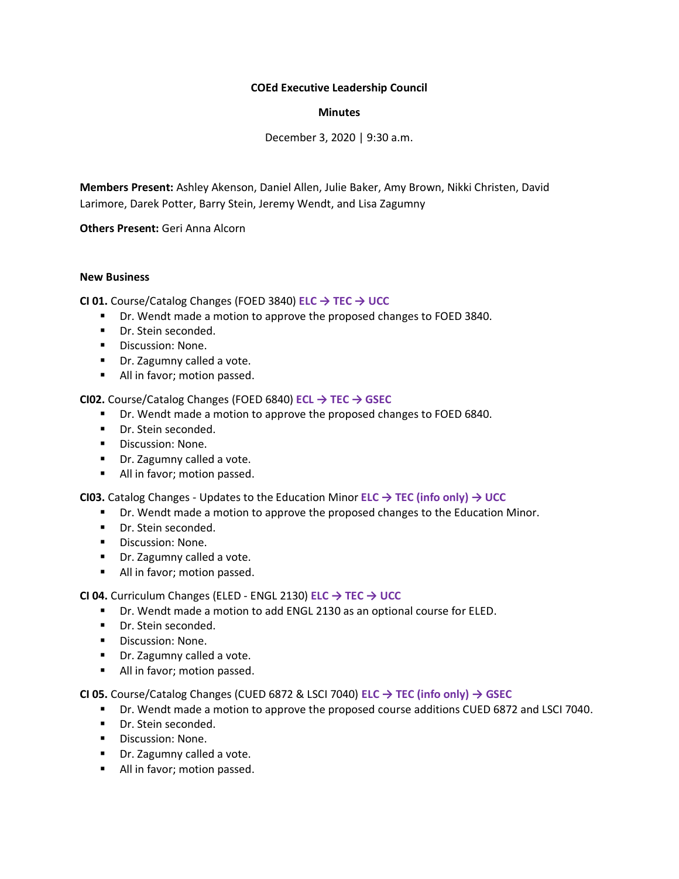**COEd Executive Leadership Council**

**Minutes**

December 3, 2020 | 9:30 a.m.

**Members Present:** Ashley Akenson, Daniel Allen, Julie Baker, Amy Brown, Nikki Christen, David Larimore, Darek Potter, Barry Stein, Jeremy Wendt, and Lisa Zagumny

**Others Present:** Geri Anna Alcorn

**New Business**

**CI 01.** Course/Catalog Changes (FOED 3840) **ELC → TEC → UCC**

- Dr. Wendt made a motion to approve the proposed changes to FOED 3840.
- Dr. Stein seconded.
- Discussion: None.
- Dr. Zagumny called a vote.
- All in favor; motion passed.

**CI02.** Course/Catalog Changes (FOED 6840) **ECL → TEC → GSEC**

- Dr. Wendt made a motion to approve the proposed changes to FOED 6840.
- Dr. Stein seconded.
- Discussion: None.
- Dr. Zagumny called a vote.
- All in favor; motion passed.

**CI03.** Catalog Changes - Updates to the Education Minor **ELC → TEC (info only) → UCC**

- Dr. Wendt made a motion to approve the proposed changes to the Education Minor.
- Dr. Stein seconded.
- Discussion: None.
- Dr. Zagumny called a vote.
- All in favor; motion passed.

**CI 04.** Curriculum Changes (ELED - ENGL 2130) **ELC → TEC → UCC**

- Dr. Wendt made a motion to add ENGL 2130 as an optional course for ELED.
- Dr. Stein seconded.
- Discussion: None.
- Dr. Zagumny called a vote.
- All in favor; motion passed.

**CI 05.** Course/Catalog Changes (CUED 6872 & LSCI 7040) **ELC → TEC (info only) → GSEC**

- Dr. Wendt made a motion to approve the proposed course additions CUED 6872 and LSCI 7040.
- Dr. Stein seconded.
- Discussion: None.
- Dr. Zagumny called a vote.
- All in favor; motion passed.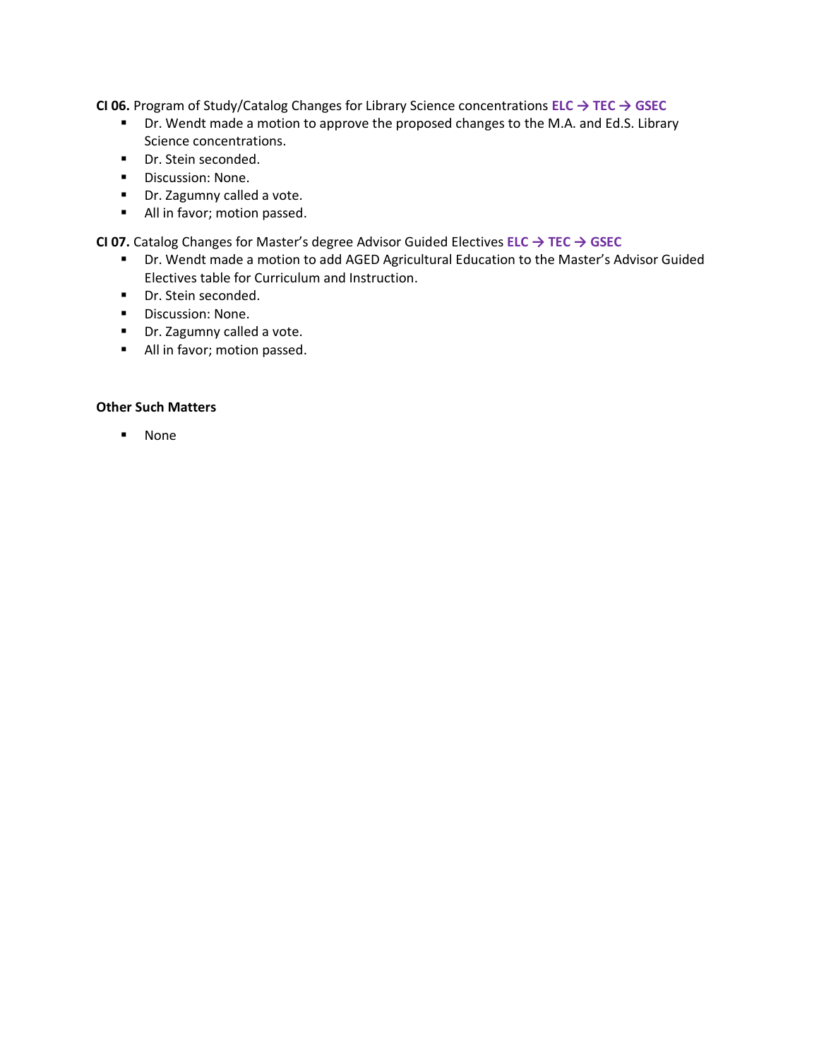**CI 06.** Program of Study/Catalog Changes for Library Science concentrations **ELC → TEC → GSEC**

- Dr. Wendt made a motion to approve the proposed changes to the M.A. and Ed.S. Library Science concentrations.
- Dr. Stein seconded.
- Discussion: None.
- Dr. Zagumny called a vote.
- All in favor; motion passed.

**CI 07.** Catalog Changes for Master's degree Advisor Guided Electives **ELC → TEC → GSEC**

- Dr. Wendt made a motion to add AGED Agricultural Education to the Master's Advisor Guided Electives table for Curriculum and Instruction.
- Dr. Stein seconded.
- Discussion: None.
- Dr. Zagumny called a vote.
- All in favor; motion passed.

**Other Such Matters**

- None